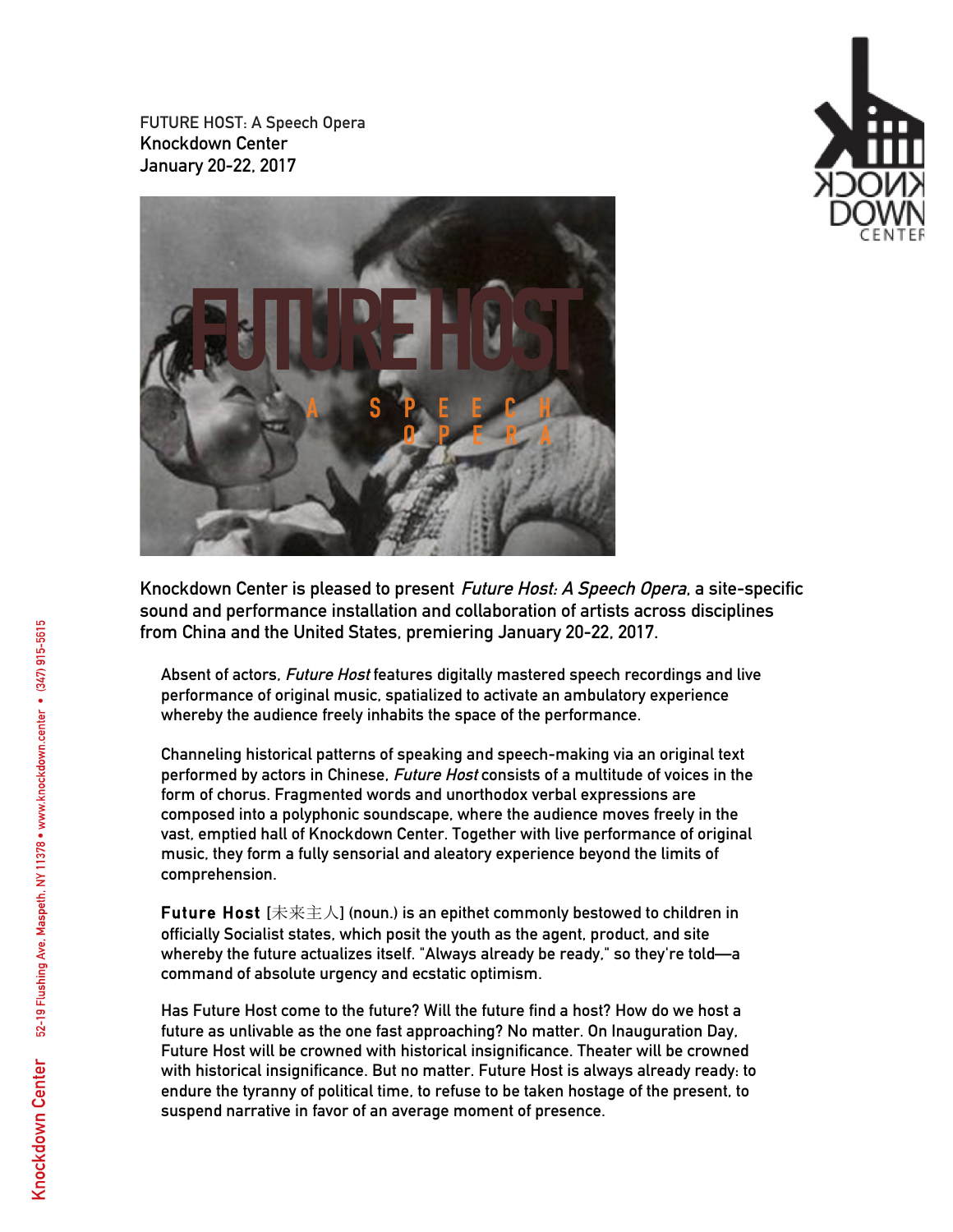FUTURE HOST: A Speech Opera
Knockdown Center
January 20-22, 2017

Knockdown Center is pleased to present *Future Host: A Speech Opera*, a site-specific sound and performance installation and collaboration of artists across disciplines from China and the United States, premiering January 20-22, 2017.

Absent of actors, *Future Host* features digitally mastered speech recordings and live performance of original music, spatialized to activate an ambulatory experience whereby the audience freely inhabits the space of the performance.

Channeling historical patterns of speaking and speech-making via an original text performed by actors in Chinese, *Future Host* consists of a multitude of voices in the form of chorus. Fragmented words and unorthodox verbal expressions are composed into a polyphonic soundscape, where the audience moves freely in the vast, emptied hall of Knockdown Center. Together with live performance of original music, they form a fully sensorial and aleatory experience beyond the limits of comprehension.

**Future Host** [未来主人] (noun.) is an epithet commonly bestowed to children in officially Socialist states, which posit the youth as the agent, product, and site whereby the future actualizes itself. "Always already be ready," so they're told—a command of absolute urgency and ecstatic optimism.

Has Future Host come to the future? Will the future find a host? How do we host a future as unlivable as the one fast approaching? No matter. On Inauguration Day, Future Host will be crowned with historical insignificance. Theater will be crowned with historical insignificance. But no matter. Future Host is always already ready: to endure the tyranny of political time, to refuse to be taken hostage of the present, to suspend narrative in favor of an average moment of presence.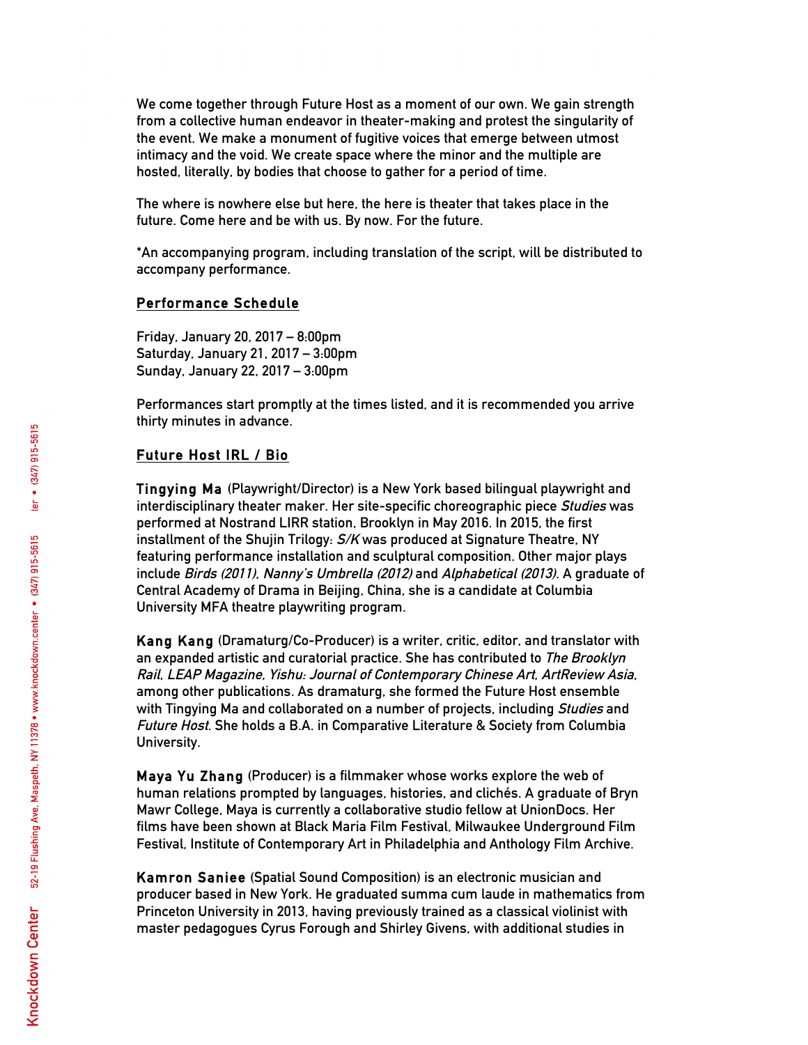We come together through Future Host as a moment of our own. We gain strength from a collective human endeavor in theater-making and protest the singularity of the event. We make a monument of fugitive voices that emerge between utmost intimacy and the void. We create space where the minor and the multiple are hosted, literally, by bodies that choose to gather for a period of time.

The where is nowhere else but here, the here is theater that takes place in the future. Come here and be with us. By now. For the future.

*An accompanying program, including translation of the script, will be distributed to accompany performance.

## Performance Schedule

Friday, January 20, 2017 – 8:00pm
Saturday, January 21, 2017 – 3:00pm
Sunday, January 22, 2017 – 3:00pm

Performances start promptly at the times listed, and it is recommended you arrive thirty minutes in advance.

## Future Host IRL / Bio

**Tingying Ma** (Playwright/Director) is a New York based bilingual playwright and interdisciplinary theater maker. Her site-specific choreographic piece *Studies* was performed at Nostrand LIRR station, Brooklyn in May 2016. In 2015, the first installment of the Shujin Trilogy: *S/K* was produced at Signature Theatre, NY featuring performance installation and sculptural composition. Other major plays include *Birds (2011)*, *Nanny's Umbrella (2012)* and *Alphabetical (2013)*. A graduate of Central Academy of Drama in Beijing, China, she is a candidate at Columbia University MFA theatre playwriting program.

**Kang Kang** (Dramaturg/Co-Producer) is a writer, critic, editor, and translator with an expanded artistic and curatorial practice. She has contributed to *The Brooklyn Rail*, *LEAP Magazine*, *Yishu: Journal of Contemporary Chinese Art*, *ArtReview Asia*, among other publications. As dramaturg, she formed the Future Host ensemble with Tingying Ma and collaborated on a number of projects, including *Studies* and *Future Host*. She holds a B.A. in Comparative Literature & Society from Columbia University.

**Maya Yu Zhang** (Producer) is a filmmaker whose works explore the web of human relations prompted by languages, histories, and clichés. A graduate of Bryn Mawr College, Maya is currently a collaborative studio fellow at UnionDocs. Her films have been shown at Black Maria Film Festival, Milwaukee Underground Film Festival, Institute of Contemporary Art in Philadelphia and Anthology Film Archive.

**Kamron Saniee** (Spatial Sound Composition) is an electronic musician and producer based in New York. He graduated summa cum laude in mathematics from Princeton University in 2013, having previously trained as a classical violinist with master pedagogues Cyrus Forough and Shirley Givens, with additional studies in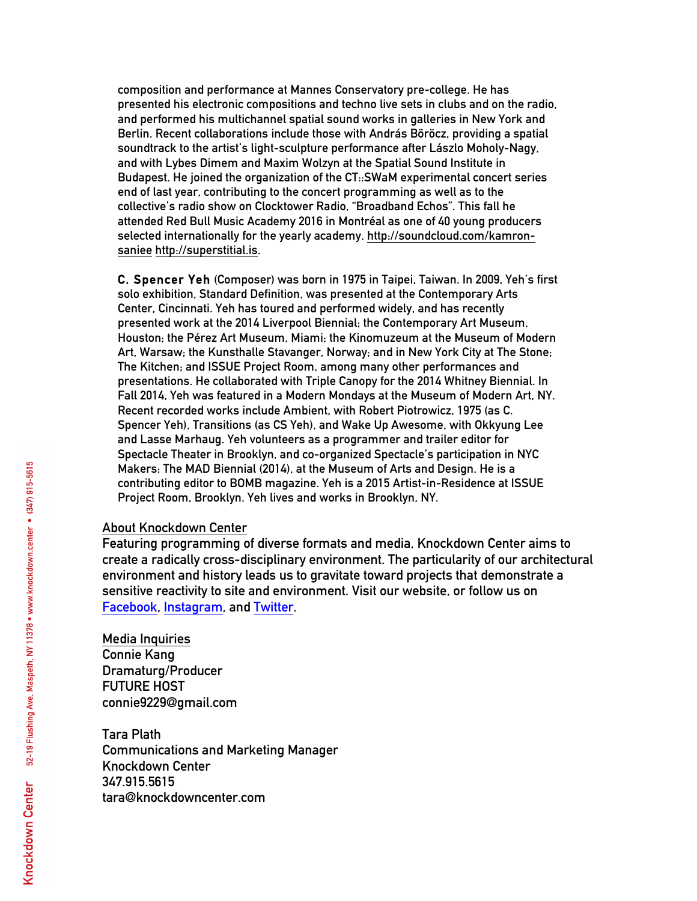composition and performance at Mannes Conservatory pre-college. He has presented his electronic compositions and techno live sets in clubs and on the radio, and performed his multichannel spatial sound works in galleries in New York and Berlin. Recent collaborations include those with András Böröcz, providing a spatial soundtrack to the artist's light-sculpture performance after Lászlo Moholy-Nagy, and with Lybes Dimem and Maxim Wolzyn at the Spatial Sound Institute in Budapest. He joined the organization of the CT::SWaM experimental concert series end of last year, contributing to the concert programming as well as to the collective's radio show on Clocktower Radio, "Broadband Echos". This fall he attended Red Bull Music Academy 2016 in Montréal as one of 40 young producers selected internationally for the yearly academy. http://soundcloud.com/kamron-saniee http://superstitial.is.

**C. Spencer Yeh** (Composer) was born in 1975 in Taipei, Taiwan. In 2009, Yeh's first solo exhibition, Standard Definition, was presented at the Contemporary Arts Center, Cincinnati. Yeh has toured and performed widely, and has recently presented work at the 2014 Liverpool Biennial; the Contemporary Art Museum, Houston; the Pérez Art Museum, Miami; the Kinomuzeum at the Museum of Modern Art, Warsaw; the Kunsthalle Stavanger, Norway; and in New York City at The Stone; The Kitchen; and ISSUE Project Room, among many other performances and presentations. He collaborated with Triple Canopy for the 2014 Whitney Biennial. In Fall 2014, Yeh was featured in a Modern Mondays at the Museum of Modern Art, NY. Recent recorded works include Ambient, with Robert Piotrowicz, 1975 (as C. Spencer Yeh), Transitions (as CS Yeh), and Wake Up Awesome, with Okkyung Lee and Lasse Marhaug. Yeh volunteers as a programmer and trailer editor for Spectacle Theater in Brooklyn, and co-organized Spectacle's participation in NYC Makers: The MAD Biennial (2014), at the Museum of Arts and Design. He is a contributing editor to BOMB magazine. Yeh is a 2015 Artist-in-Residence at ISSUE Project Room, Brooklyn. Yeh lives and works in Brooklyn, NY.

About Knockdown Center

Featuring programming of diverse formats and media, Knockdown Center aims to create a radically cross-disciplinary environment. The particularity of our architectural environment and history leads us to gravitate toward projects that demonstrate a sensitive reactivity to site and environment. Visit our website, or follow us on Facebook, Instagram, and Twitter.

Media Inquiries

Connie Kang
Dramaturg/Producer
FUTURE HOST
connie9229@gmail.com

Tara Plath
Communications and Marketing Manager
Knockdown Center
347.915.5615
tara@knockdowncenter.com